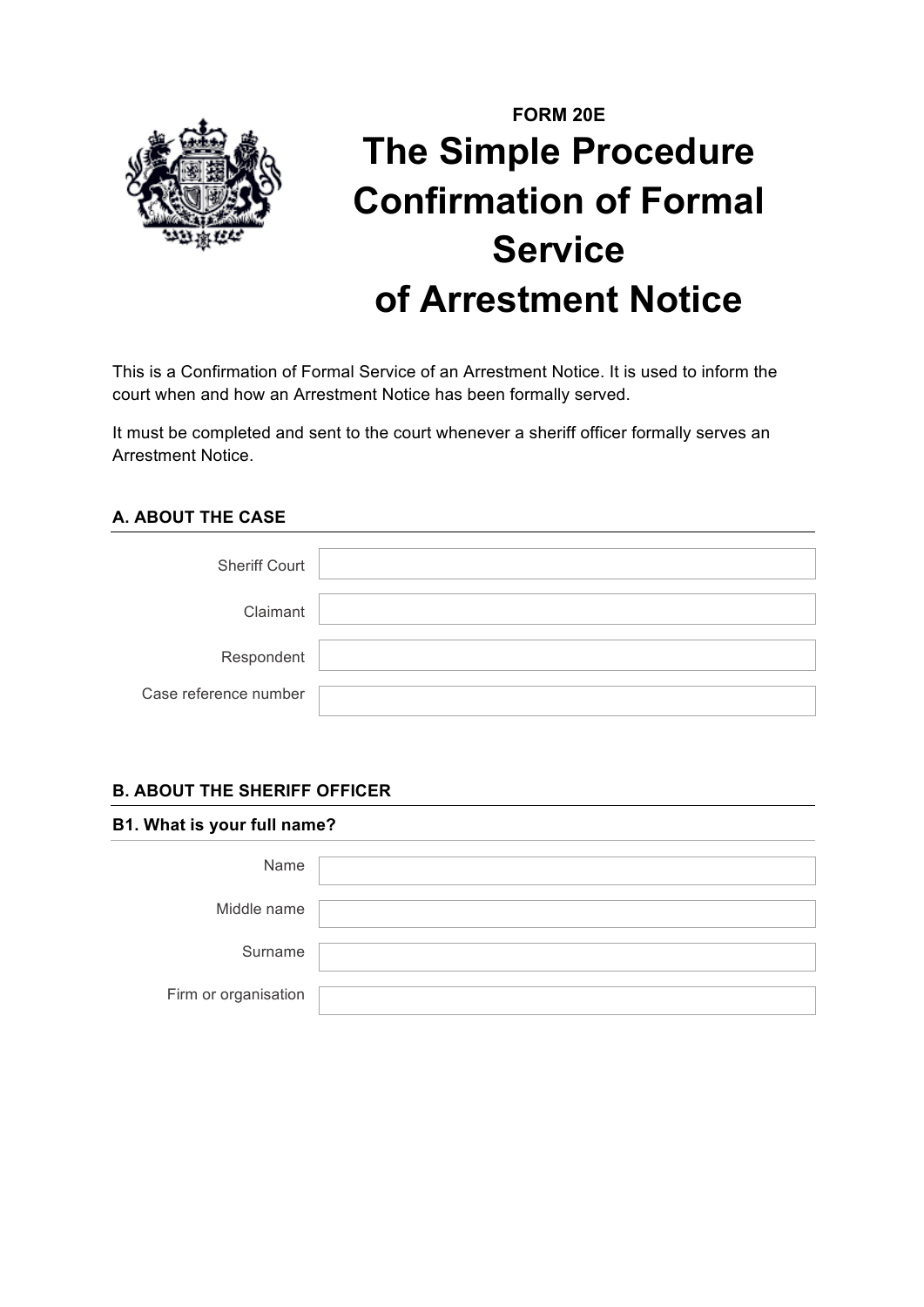**FORM 20E**

# The Simple Procedure Confirmation of Formal Service of Arrestment Notice

This is a Confirmation of Formal Service of an Arrestment Notice. It is used to inform the court when and how an Arrestment Notice has been formally served.

It must be completed and sent to the court whenever a sheriff officer formally serves an Arrestment Notice.

## A. ABOUT THE CASE

| | |
|---|---|
| Sheriff Court | |
| Claimant | |
| Respondent | |
| Case reference number | |

## B. ABOUT THE SHERIFF OFFICER

### B1. What is your full name?

| | |
|---|---|
| Name | |
| Middle name | |
| Surname | |
| Firm or organisation | |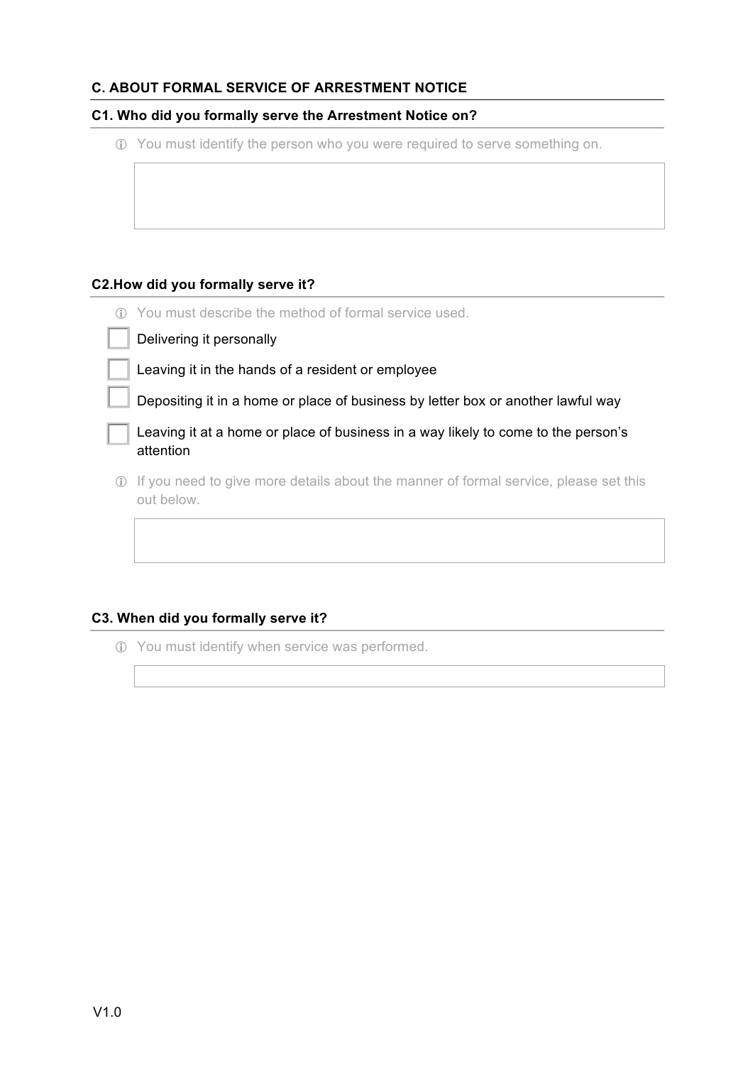## C. ABOUT FORMAL SERVICE OF ARRESTMENT NOTICE

### C1. Who did you formally serve the Arrestment Notice on?

ⓘ You must identify the person who you were required to serve something on.

### C2.How did you formally serve it?

ⓘ You must describe the method of formal service used.

- ☐ Delivering it personally
- ☐ Leaving it in the hands of a resident or employee
- ☐ Depositing it in a home or place of business by letter box or another lawful way
- ☐ Leaving it at a home or place of business in a way likely to come to the person's attention

ⓘ If you need to give more details about the manner of formal service, please set this out below.

### C3. When did you formally serve it?

ⓘ You must identify when service was performed.

V1.0